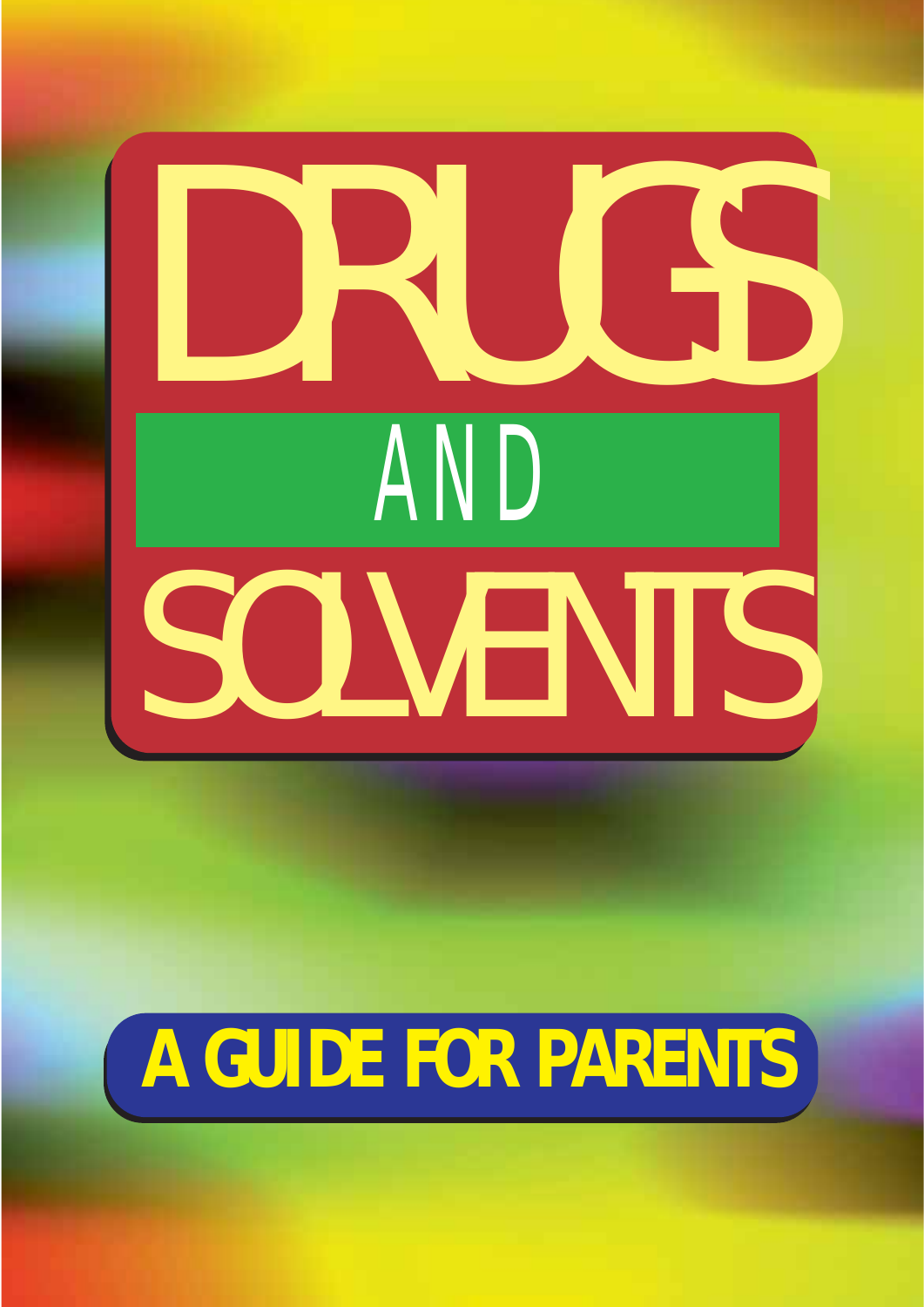# DRUGS AND SOLVENTS

## A GUIDE FOR PARENTS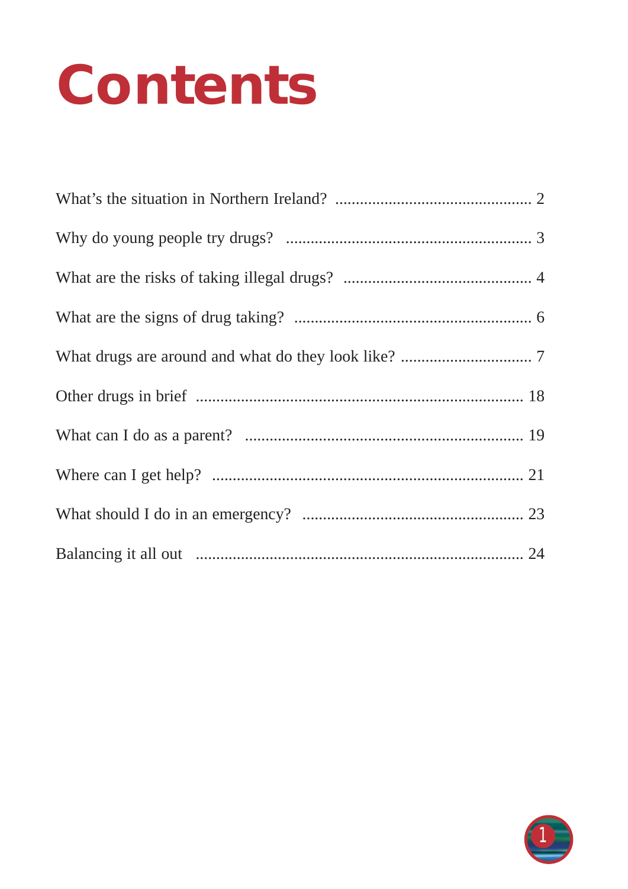# Contents

What's the situation in Northern Ireland? ............................................... 2

Why do young people try drugs? .......................................................... 3

What are the risks of taking illegal drugs? ............................................. 4

What are the signs of drug taking? ........................................................ 6

What drugs are around and what do they look like? ................................ 7

Other drugs in brief .............................................................................. 18

What can I do as a parent? .................................................................. 19

Where can I get help? .......................................................................... 21

What should I do in an emergency? ..................................................... 23

Balancing it all out .............................................................................. 24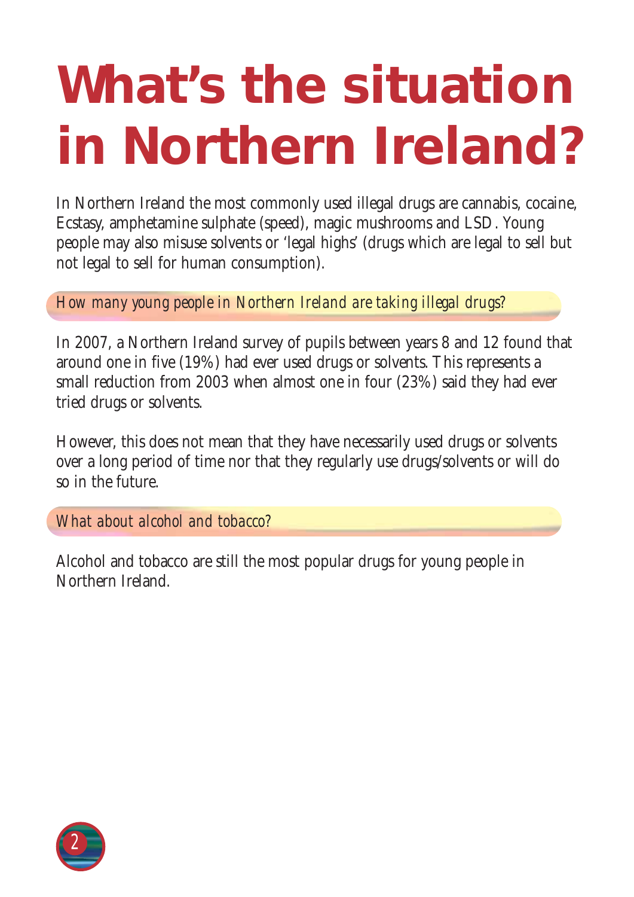# What's the situation in Northern Ireland?

In Northern Ireland the most commonly used illegal drugs are cannabis, cocaine, Ecstasy, amphetamine sulphate (speed), magic mushrooms and LSD. Young people may also misuse solvents or 'legal highs' (drugs which are legal to sell but not legal to sell for human consumption).

### *How many young people in Northern Ireland are taking illegal drugs?*

In 2007, a Northern Ireland survey of pupils between years 8 and 12 found that around one in five (19%) had ever used drugs or solvents. This represents a small reduction from 2003 when almost one in four (23%) said they had ever tried drugs or solvents.

However, this does not mean that they have necessarily used drugs or solvents over a long period of time nor that they regularly use drugs/solvents or will do so in the future.

### *What about alcohol and tobacco?*

Alcohol and tobacco are still the most popular drugs for young people in Northern Ireland.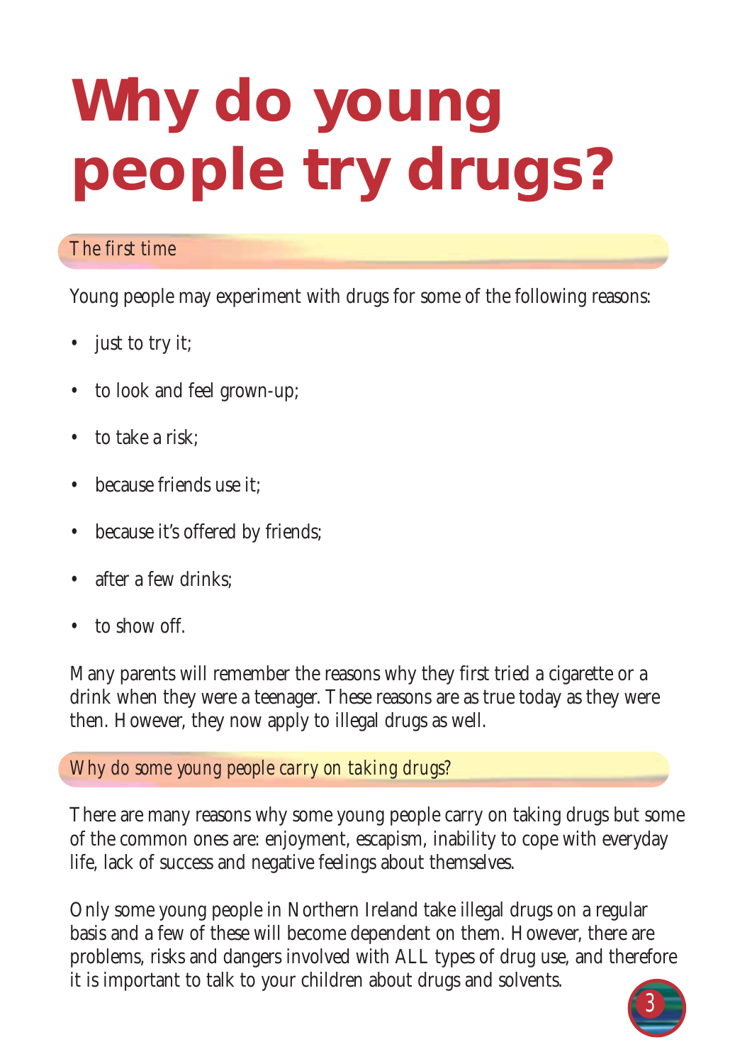# Why do young people try drugs?

## *The first time*

Young people may experiment with drugs for some of the following reasons:

- just to try it;
- to look and feel grown-up;
- to take a risk;
- because friends use it;
- because it's offered by friends;
- after a few drinks;
- to show off.

Many parents will remember the reasons why they first tried a cigarette or a drink when they were a teenager. These reasons are as true today as they were then. However, they now apply to illegal drugs as well.

## *Why do some young people carry on taking drugs?*

There are many reasons why some young people carry on taking drugs but some of the common ones are: enjoyment, escapism, inability to cope with everyday life, lack of success and negative feelings about themselves.

Only some young people in Northern Ireland take illegal drugs on a regular basis and a few of these will become dependent on them. However, there are problems, risks and dangers involved with ALL types of drug use, and therefore it is important to talk to your children about drugs and solvents.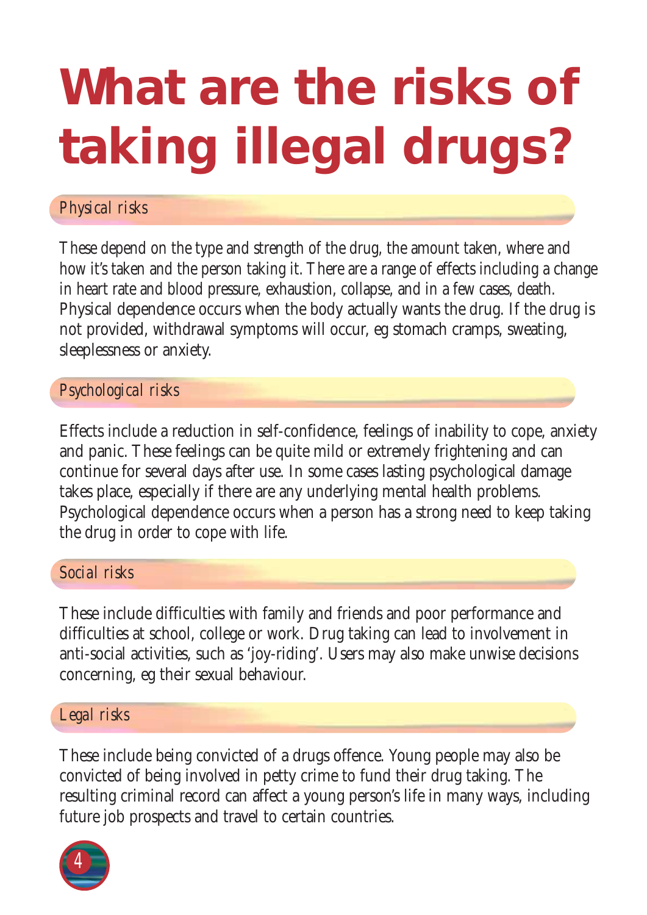# What are the risks of taking illegal drugs?

## *Physical risks*

These depend on the type and strength of the drug, the amount taken, where and how it's taken and the person taking it. There are a range of effects including a change in heart rate and blood pressure, exhaustion, collapse, and in a few cases, death. Physical dependence occurs when the body actually wants the drug. If the drug is not provided, withdrawal symptoms will occur, eg stomach cramps, sweating, sleeplessness or anxiety.

## *Psychological risks*

Effects include a reduction in self-confidence, feelings of inability to cope, anxiety and panic. These feelings can be quite mild or extremely frightening and can continue for several days after use. In some cases lasting psychological damage takes place, especially if there are any underlying mental health problems. Psychological dependence occurs when a person has a strong need to keep taking the drug in order to cope with life.

## *Social risks*

These include difficulties with family and friends and poor performance and difficulties at school, college or work. Drug taking can lead to involvement in anti-social activities, such as 'joy-riding'. Users may also make unwise decisions concerning, eg their sexual behaviour.

## *Legal risks*

These include being convicted of a drugs offence. Young people may also be convicted of being involved in petty crime to fund their drug taking. The resulting criminal record can affect a young person's life in many ways, including future job prospects and travel to certain countries.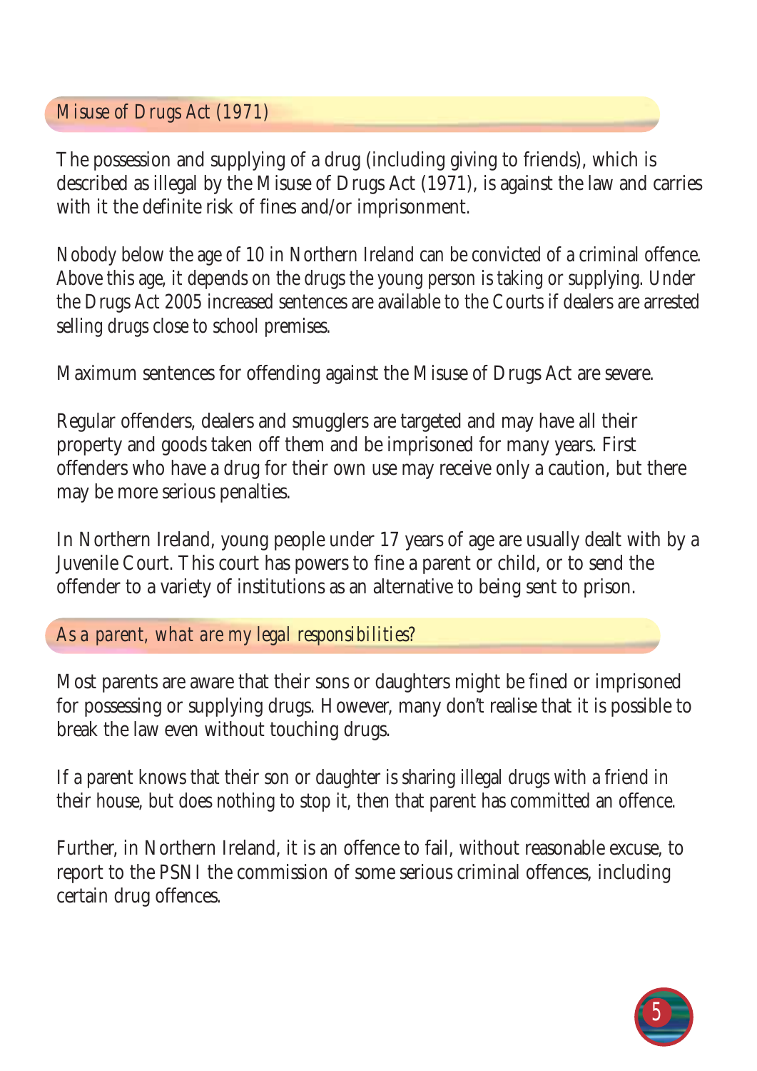## Misuse of Drugs Act (1971)

The possession and supplying of a drug (including giving to friends), which is described as illegal by the Misuse of Drugs Act (1971), is against the law and carries with it the definite risk of fines and/or imprisonment.

Nobody below the age of 10 in Northern Ireland can be convicted of a criminal offence. Above this age, it depends on the drugs the young person is taking or supplying. Under the Drugs Act 2005 increased sentences are available to the Courts if dealers are arrested selling drugs close to school premises.

Maximum sentences for offending against the Misuse of Drugs Act are severe.

Regular offenders, dealers and smugglers are targeted and may have all their property and goods taken off them and be imprisoned for many years. First offenders who have a drug for their own use may receive only a caution, but there may be more serious penalties.

In Northern Ireland, young people under 17 years of age are usually dealt with by a Juvenile Court. This court has powers to fine a parent or child, or to send the offender to a variety of institutions as an alternative to being sent to prison.

## As a parent, what are my legal responsibilities?

Most parents are aware that their sons or daughters might be fined or imprisoned for possessing or supplying drugs. However, many don't realise that it is possible to break the law even without touching drugs.

If a parent knows that their son or daughter is sharing illegal drugs with a friend in their house, but does nothing to stop it, then that parent has committed an offence.

Further, in Northern Ireland, it is an offence to fail, without reasonable excuse, to report to the PSNI the commission of some serious criminal offences, including certain drug offences.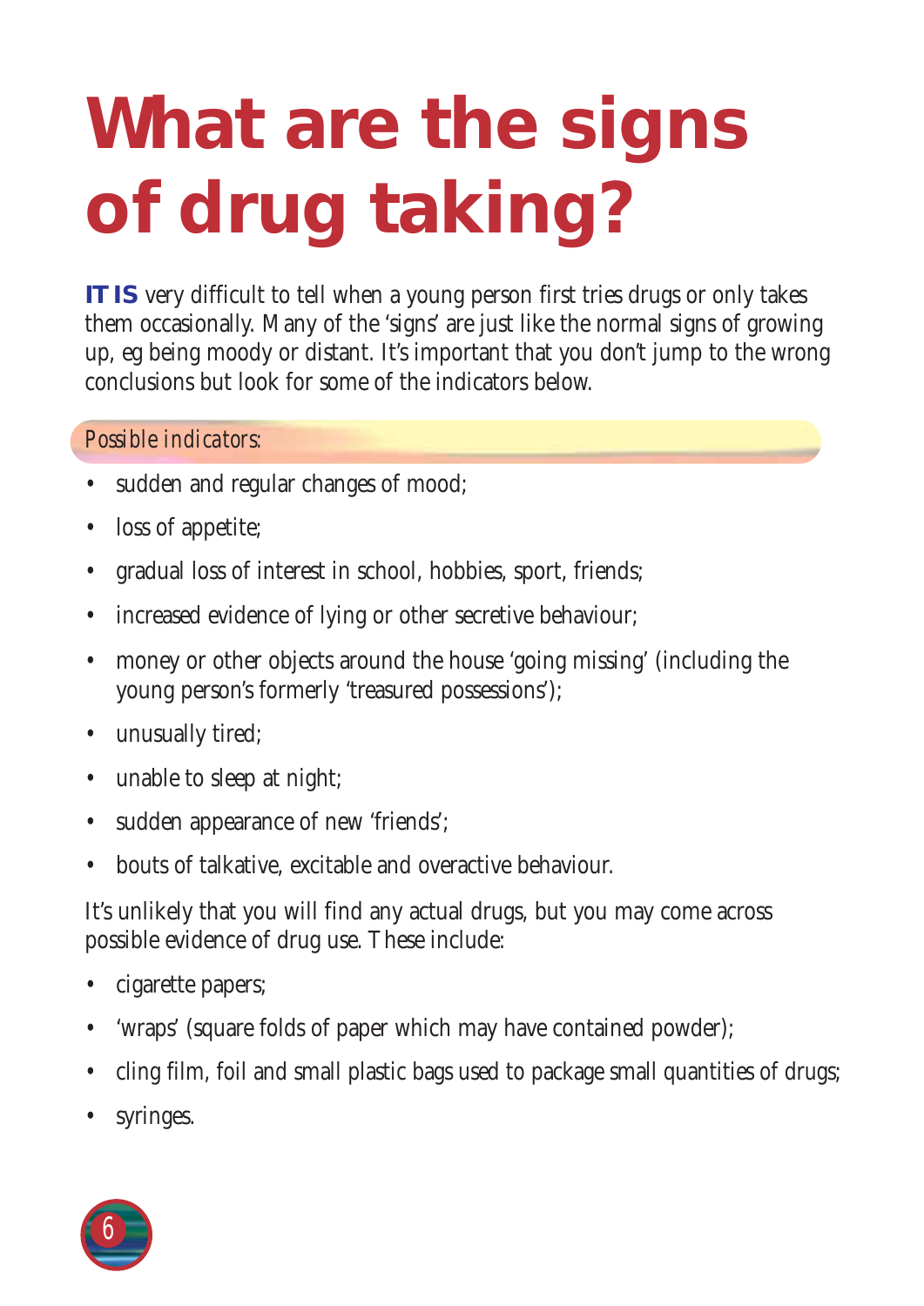# What are the signs of drug taking?

**IT IS** very difficult to tell when a young person first tries drugs or only takes them occasionally. Many of the 'signs' are just like the normal signs of growing up, eg being moody or distant. It's important that you don't jump to the wrong conclusions but look for some of the indicators below.

*Possible indicators:*

- sudden and regular changes of mood;
- loss of appetite;
- gradual loss of interest in school, hobbies, sport, friends;
- increased evidence of lying or other secretive behaviour;
- money or other objects around the house 'going missing' (including the young person's formerly 'treasured possessions');
- unusually tired;
- unable to sleep at night;
- sudden appearance of new 'friends';
- bouts of talkative, excitable and overactive behaviour.

It's unlikely that you will find any actual drugs, but you may come across possible evidence of drug use. These include:

- cigarette papers;
- 'wraps' (square folds of paper which may have contained powder);
- cling film, foil and small plastic bags used to package small quantities of drugs;
- syringes.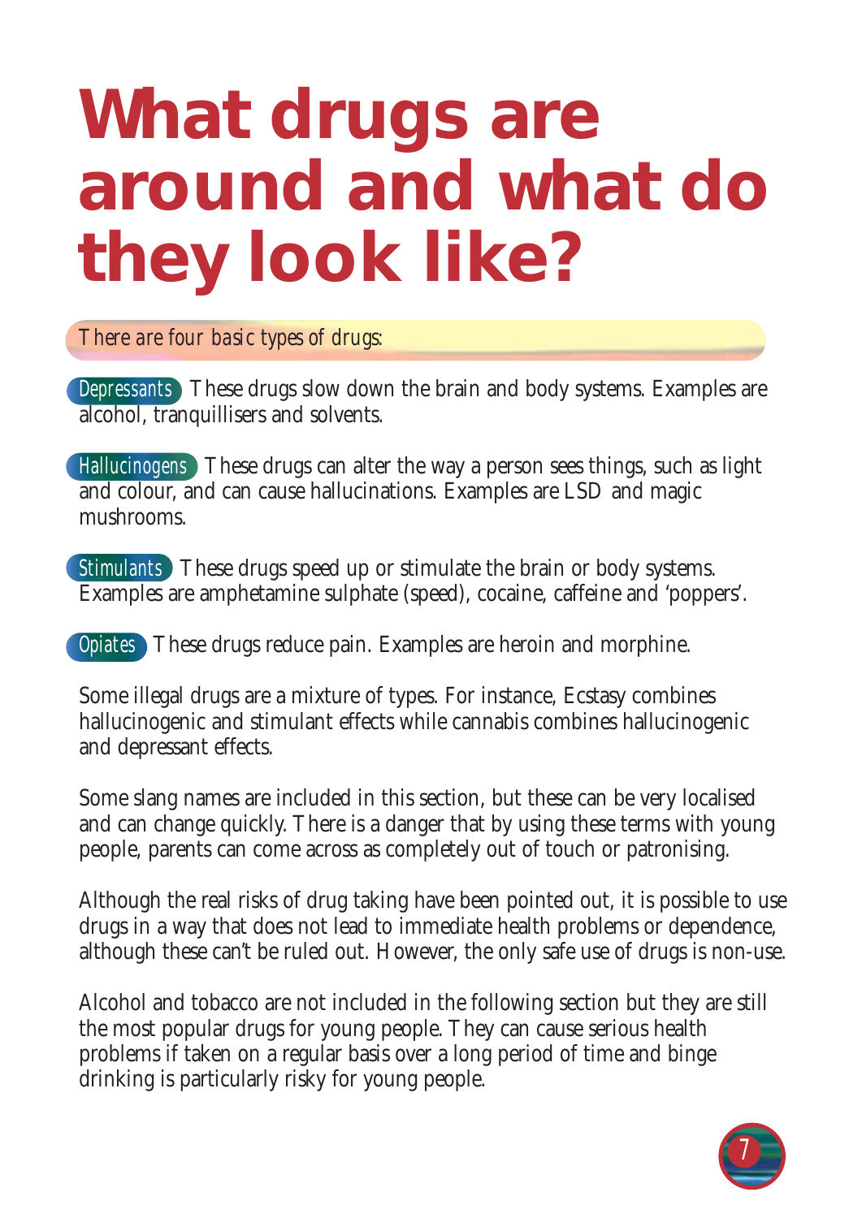# What drugs are around and what do they look like?

*There are four basic types of drugs:*

**Depressants** These drugs slow down the brain and body systems. Examples are alcohol, tranquillisers and solvents.

**Hallucinogens** These drugs can alter the way a person sees things, such as light and colour, and can cause hallucinations. Examples are LSD and magic mushrooms.

**Stimulants** These drugs speed up or stimulate the brain or body systems. Examples are amphetamine sulphate (speed), cocaine, caffeine and 'poppers'.

**Opiates** These drugs reduce pain. Examples are heroin and morphine.

Some illegal drugs are a mixture of types. For instance, Ecstasy combines hallucinogenic and stimulant effects while cannabis combines hallucinogenic and depressant effects.

Some slang names are included in this section, but these can be very localised and can change quickly. There is a danger that by using these terms with young people, parents can come across as completely out of touch or patronising.

Although the real risks of drug taking have been pointed out, it is possible to use drugs in a way that does not lead to immediate health problems or dependence, although these can't be ruled out. However, the only safe use of drugs is non-use.

Alcohol and tobacco are not included in the following section but they are still the most popular drugs for young people. They can cause serious health problems if taken on a regular basis over a long period of time and binge drinking is particularly risky for young people.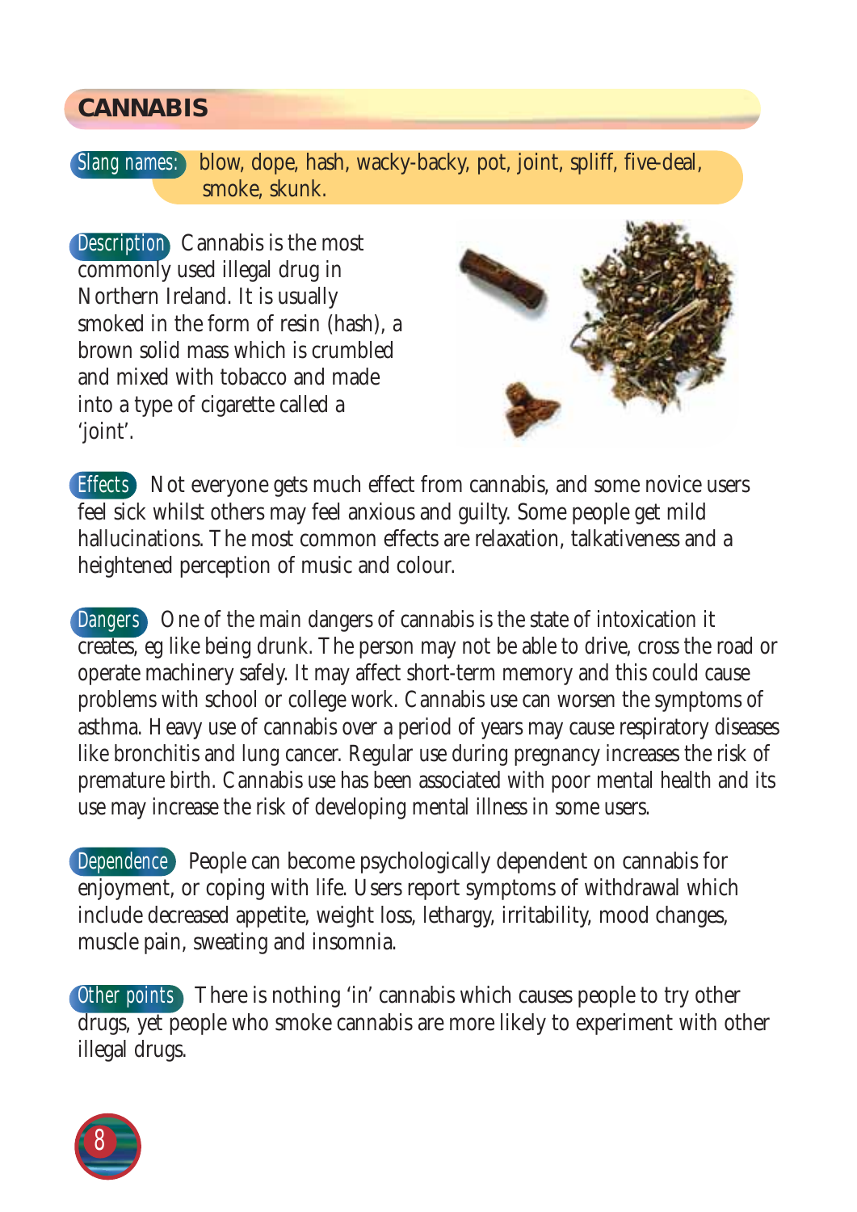## CANNABIS

**Slang names:** blow, dope, hash, wacky-backy, pot, joint, spliff, five-deal, smoke, skunk.

**Description** Cannabis is the most commonly used illegal drug in Northern Ireland. It is usually smoked in the form of resin (hash), a brown solid mass which is crumbled and mixed with tobacco and made into a type of cigarette called a 'joint'.

**Effects** Not everyone gets much effect from cannabis, and some novice users feel sick whilst others may feel anxious and guilty. Some people get mild hallucinations. The most common effects are relaxation, talkativeness and a heightened perception of music and colour.

**Dangers** One of the main dangers of cannabis is the state of intoxication it creates, eg like being drunk. The person may not be able to drive, cross the road or operate machinery safely. It may affect short-term memory and this could cause problems with school or college work. Cannabis use can worsen the symptoms of asthma. Heavy use of cannabis over a period of years may cause respiratory diseases like bronchitis and lung cancer. Regular use during pregnancy increases the risk of premature birth. Cannabis use has been associated with poor mental health and its use may increase the risk of developing mental illness in some users.

**Dependence** People can become psychologically dependent on cannabis for enjoyment, or coping with life. Users report symptoms of withdrawal which include decreased appetite, weight loss, lethargy, irritability, mood changes, muscle pain, sweating and insomnia.

**Other points** There is nothing 'in' cannabis which causes people to try other drugs, yet people who smoke cannabis are more likely to experiment with other illegal drugs.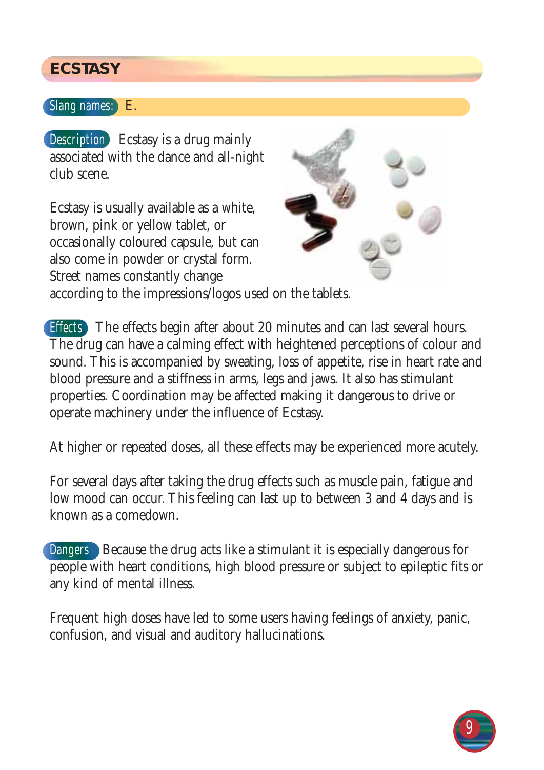## ECSTASY

**Slang names:** E.

**Description** Ecstasy is a drug mainly associated with the dance and all-night club scene.

Ecstasy is usually available as a white, brown, pink or yellow tablet, or occasionally coloured capsule, but can also come in powder or crystal form. Street names constantly change according to the impressions/logos used on the tablets.

**Effects** The effects begin after about 20 minutes and can last several hours. The drug can have a calming effect with heightened perceptions of colour and sound. This is accompanied by sweating, loss of appetite, rise in heart rate and blood pressure and a stiffness in arms, legs and jaws. It also has stimulant properties. Coordination may be affected making it dangerous to drive or operate machinery under the influence of Ecstasy.

At higher or repeated doses, all these effects may be experienced more acutely.

For several days after taking the drug effects such as muscle pain, fatigue and low mood can occur. This feeling can last up to between 3 and 4 days and is known as a comedown.

**Dangers** Because the drug acts like a stimulant it is especially dangerous for people with heart conditions, high blood pressure or subject to epileptic fits or any kind of mental illness.

Frequent high doses have led to some users having feelings of anxiety, panic, confusion, and visual and auditory hallucinations.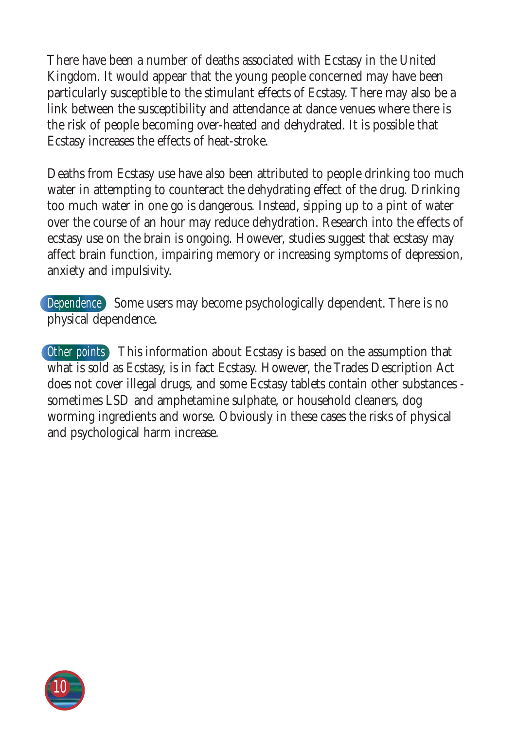There have been a number of deaths associated with Ecstasy in the United Kingdom. It would appear that the young people concerned may have been particularly susceptible to the stimulant effects of Ecstasy. There may also be a link between the susceptibility and attendance at dance venues where there is the risk of people becoming over-heated and dehydrated. It is possible that Ecstasy increases the effects of heat-stroke.

Deaths from Ecstasy use have also been attributed to people drinking too much water in attempting to counteract the dehydrating effect of the drug. Drinking too much water in one go is dangerous. Instead, sipping up to a pint of water over the course of an hour may reduce dehydration. Research into the effects of ecstasy use on the brain is ongoing. However, studies suggest that ecstasy may affect brain function, impairing memory or increasing symptoms of depression, anxiety and impulsivity.

**Dependence** Some users may become psychologically dependent. There is no physical dependence.

**Other points** This information about Ecstasy is based on the assumption that what is sold as Ecstasy, is in fact Ecstasy. However, the Trades Description Act does not cover illegal drugs, and some Ecstasy tablets contain other substances - sometimes LSD and amphetamine sulphate, or household cleaners, dog worming ingredients and worse. Obviously in these cases the risks of physical and psychological harm increase.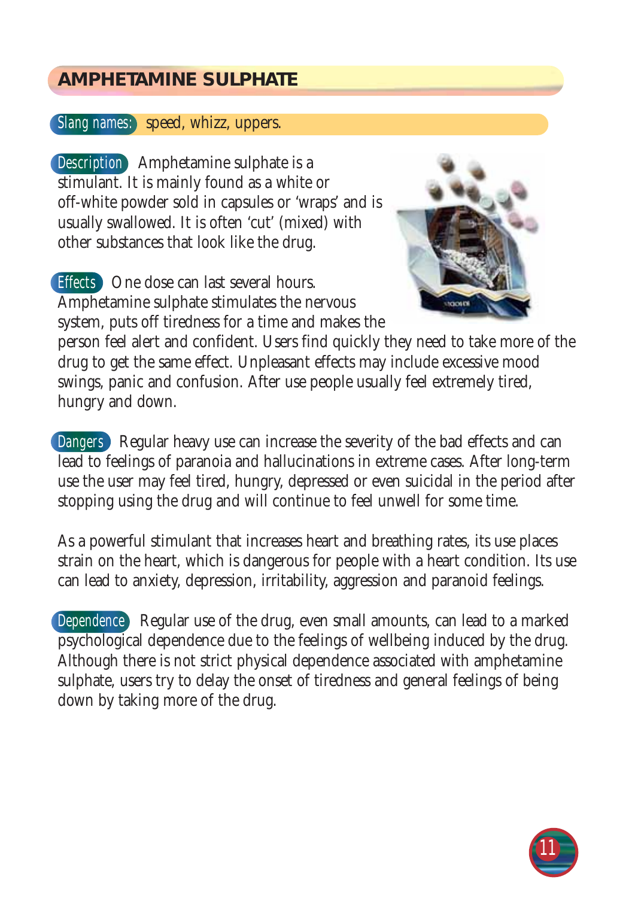## AMPHETAMINE SULPHATE

**Slang names:** speed, whizz, uppers.

**Description** Amphetamine sulphate is a stimulant. It is mainly found as a white or off-white powder sold in capsules or 'wraps' and is usually swallowed. It is often 'cut' (mixed) with other substances that look like the drug.

**Effects** One dose can last several hours. Amphetamine sulphate stimulates the nervous system, puts off tiredness for a time and makes the person feel alert and confident. Users find quickly they need to take more of the drug to get the same effect. Unpleasant effects may include excessive mood swings, panic and confusion. After use people usually feel extremely tired, hungry and down.

**Dangers** Regular heavy use can increase the severity of the bad effects and can lead to feelings of paranoia and hallucinations in extreme cases. After long-term use the user may feel tired, hungry, depressed or even suicidal in the period after stopping using the drug and will continue to feel unwell for some time.

As a powerful stimulant that increases heart and breathing rates, its use places strain on the heart, which is dangerous for people with a heart condition. Its use can lead to anxiety, depression, irritability, aggression and paranoid feelings.

**Dependence** Regular use of the drug, even small amounts, can lead to a marked psychological dependence due to the feelings of wellbeing induced by the drug. Although there is not strict physical dependence associated with amphetamine sulphate, users try to delay the onset of tiredness and general feelings of being down by taking more of the drug.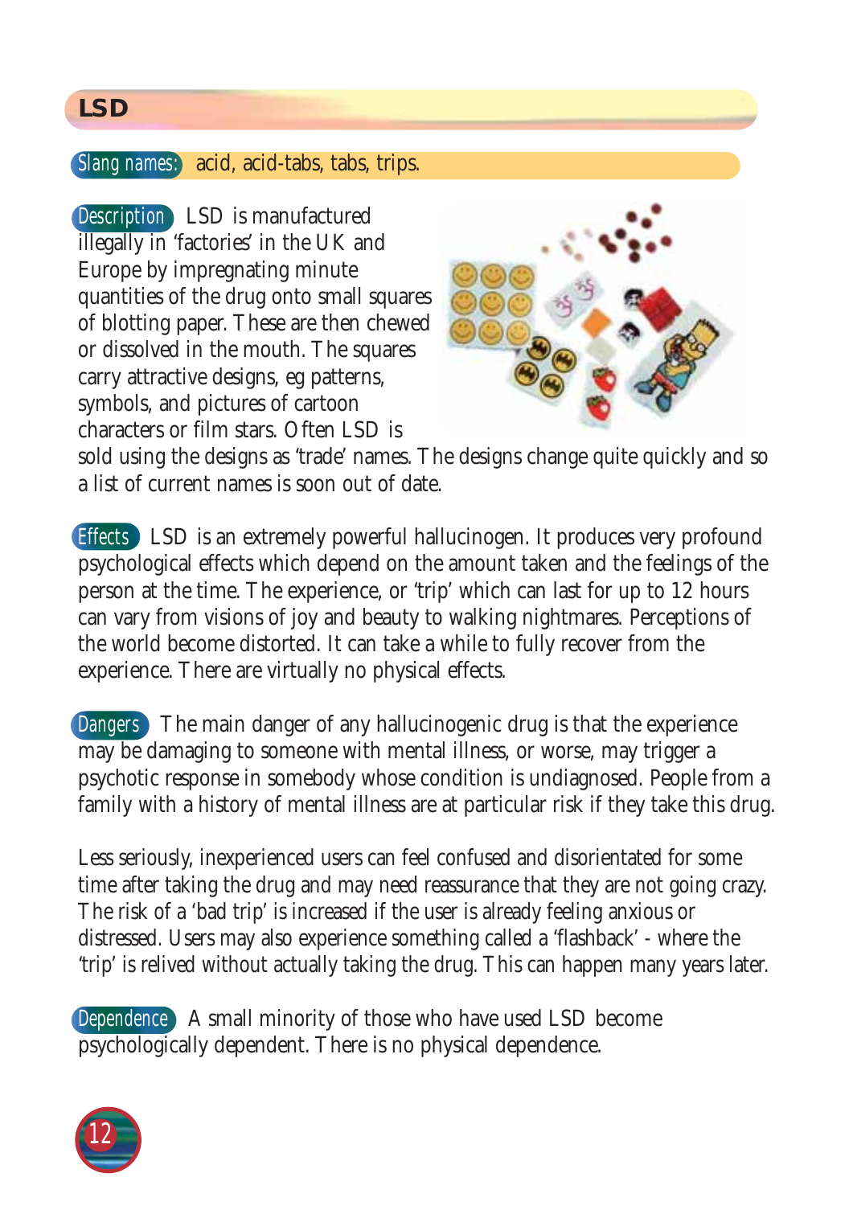## LSD

**Slang names:** acid, acid-tabs, tabs, trips.

**Description** LSD is manufactured illegally in 'factories' in the UK and Europe by impregnating minute quantities of the drug onto small squares of blotting paper. These are then chewed or dissolved in the mouth. The squares carry attractive designs, eg patterns, symbols, and pictures of cartoon characters or film stars. Often LSD is sold using the designs as 'trade' names. The designs change quite quickly and so a list of current names is soon out of date.

**Effects** LSD is an extremely powerful hallucinogen. It produces very profound psychological effects which depend on the amount taken and the feelings of the person at the time. The experience, or 'trip' which can last for up to 12 hours can vary from visions of joy and beauty to walking nightmares. Perceptions of the world become distorted. It can take a while to fully recover from the experience. There are virtually no physical effects.

**Dangers** The main danger of any hallucinogenic drug is that the experience may be damaging to someone with mental illness, or worse, may trigger a psychotic response in somebody whose condition is undiagnosed. People from a family with a history of mental illness are at particular risk if they take this drug.

Less seriously, inexperienced users can feel confused and disorientated for some time after taking the drug and may need reassurance that they are not going crazy. The risk of a 'bad trip' is increased if the user is already feeling anxious or distressed. Users may also experience something called a 'flashback' - where the 'trip' is relived without actually taking the drug. This can happen many years later.

**Dependence** A small minority of those who have used LSD become psychologically dependent. There is no physical dependence.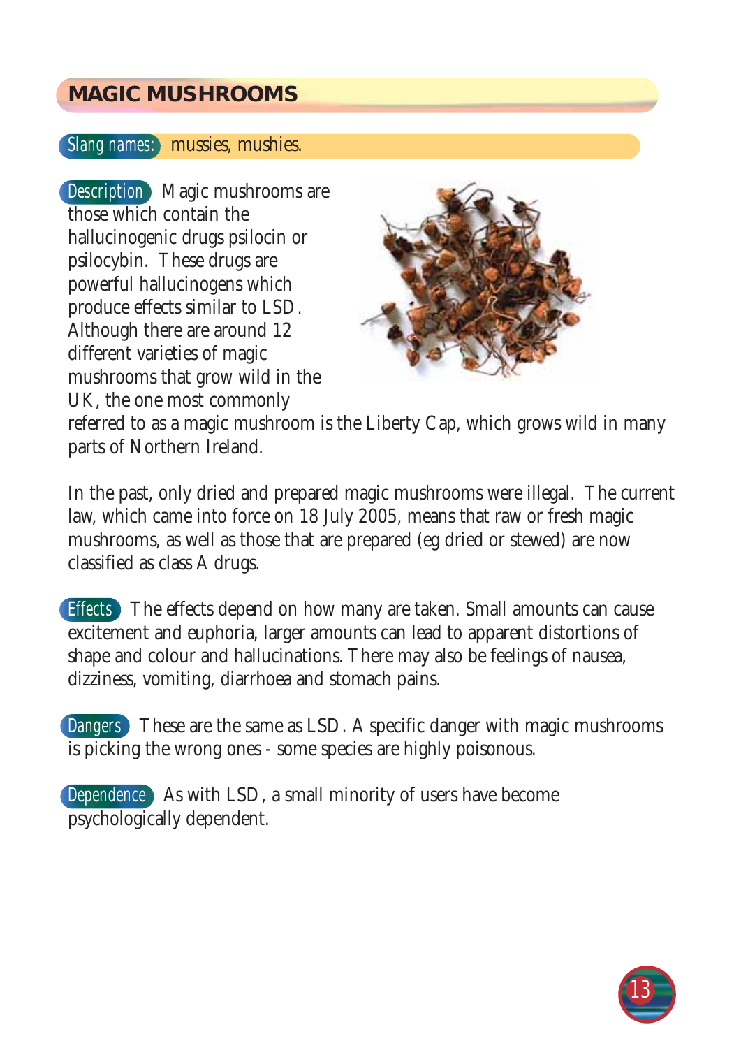## MAGIC MUSHROOMS

**Slang names:** mussies, mushies.

**Description** Magic mushrooms are those which contain the hallucinogenic drugs psilocin or psilocybin. These drugs are powerful hallucinogens which produce effects similar to LSD. Although there are around 12 different varieties of magic mushrooms that grow wild in the UK, the one most commonly referred to as a magic mushroom is the Liberty Cap, which grows wild in many parts of Northern Ireland.

In the past, only dried and prepared magic mushrooms were illegal. The current law, which came into force on 18 July 2005, means that raw or fresh magic mushrooms, as well as those that are prepared (eg dried or stewed) are now classified as class A drugs.

**Effects** The effects depend on how many are taken. Small amounts can cause excitement and euphoria, larger amounts can lead to apparent distortions of shape and colour and hallucinations. There may also be feelings of nausea, dizziness, vomiting, diarrhoea and stomach pains.

**Dangers** These are the same as LSD. A specific danger with magic mushrooms is picking the wrong ones - some species are highly poisonous.

**Dependence** As with LSD, a small minority of users have become psychologically dependent.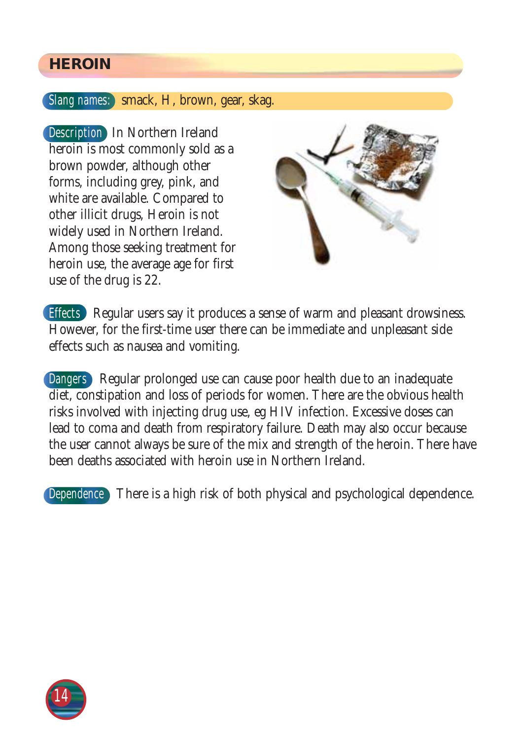## HEROIN

**Slang names:** smack, H, brown, gear, skag.

**Description** In Northern Ireland heroin is most commonly sold as a brown powder, although other forms, including grey, pink, and white are available. Compared to other illicit drugs, Heroin is not widely used in Northern Ireland. Among those seeking treatment for heroin use, the average age for first use of the drug is 22.

**Effects** Regular users say it produces a sense of warm and pleasant drowsiness. However, for the first-time user there can be immediate and unpleasant side effects such as nausea and vomiting.

**Dangers** Regular prolonged use can cause poor health due to an inadequate diet, constipation and loss of periods for women. There are the obvious health risks involved with injecting drug use, eg HIV infection. Excessive doses can lead to coma and death from respiratory failure. Death may also occur because the user cannot always be sure of the mix and strength of the heroin. There have been deaths associated with heroin use in Northern Ireland.

**Dependence** There is a high risk of both physical and psychological dependence.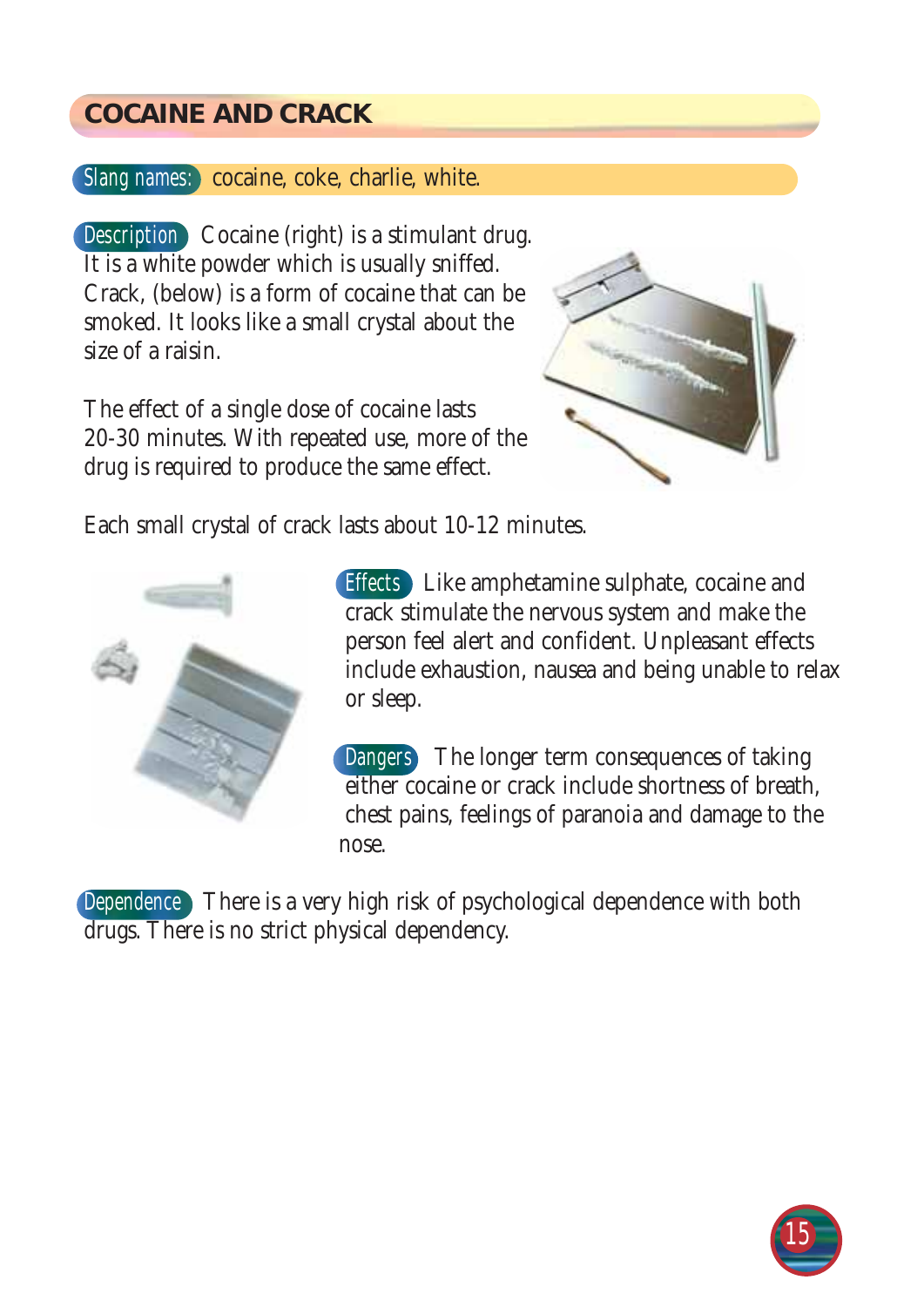## COCAINE AND CRACK

**Slang names:** cocaine, coke, charlie, white.

**Description** Cocaine (right) is a stimulant drug. It is a white powder which is usually sniffed. Crack, (below) is a form of cocaine that can be smoked. It looks like a small crystal about the size of a raisin.

The effect of a single dose of cocaine lasts 20-30 minutes. With repeated use, more of the drug is required to produce the same effect.

Each small crystal of crack lasts about 10-12 minutes.

**Effects** Like amphetamine sulphate, cocaine and crack stimulate the nervous system and make the person feel alert and confident. Unpleasant effects include exhaustion, nausea and being unable to relax or sleep.

**Dangers** The longer term consequences of taking either cocaine or crack include shortness of breath, chest pains, feelings of paranoia and damage to the nose.

**Dependence** There is a very high risk of psychological dependence with both drugs. There is no strict physical dependency.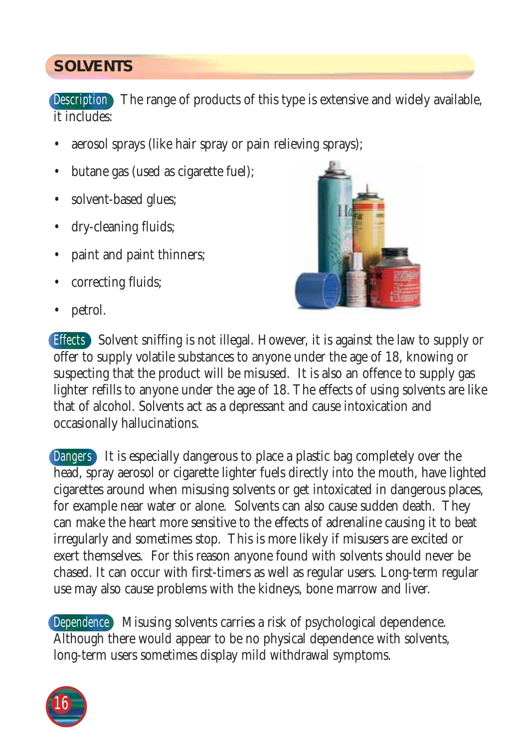## SOLVENTS

**Description** The range of products of this type is extensive and widely available, it includes:

- aerosol sprays (like hair spray or pain relieving sprays);
- butane gas (used as cigarette fuel);
- solvent-based glues;
- dry-cleaning fluids;
- paint and paint thinners;
- correcting fluids;
- petrol.

**Effects** Solvent sniffing is not illegal. However, it is against the law to supply or offer to supply volatile substances to anyone under the age of 18, knowing or suspecting that the product will be misused. It is also an offence to supply gas lighter refills to anyone under the age of 18. The effects of using solvents are like that of alcohol. Solvents act as a depressant and cause intoxication and occasionally hallucinations.

**Dangers** It is especially dangerous to place a plastic bag completely over the head, spray aerosol or cigarette lighter fuels directly into the mouth, have lighted cigarettes around when misusing solvents or get intoxicated in dangerous places, for example near water or alone. Solvents can also cause sudden death. They can make the heart more sensitive to the effects of adrenaline causing it to beat irregularly and sometimes stop. This is more likely if misusers are excited or exert themselves. For this reason anyone found with solvents should never be chased. It can occur with first-timers as well as regular users. Long-term regular use may also cause problems with the kidneys, bone marrow and liver.

**Dependence** Misusing solvents carries a risk of psychological dependence. Although there would appear to be no physical dependence with solvents, long-term users sometimes display mild withdrawal symptoms.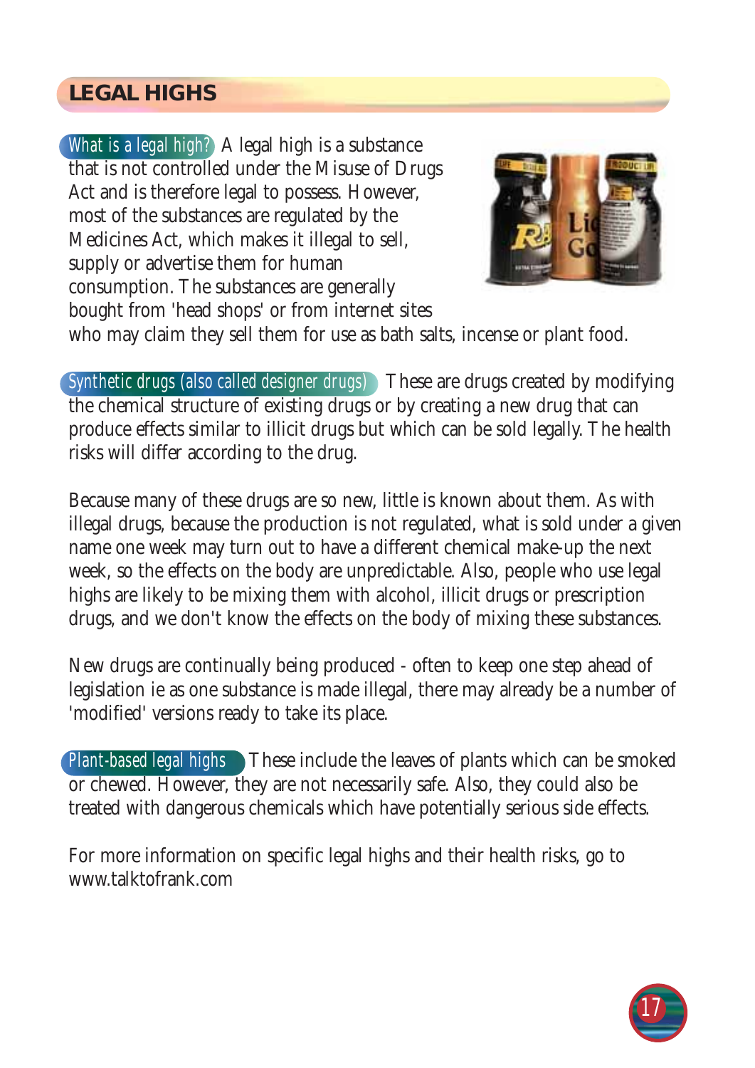## LEGAL HIGHS

**What is a legal high?** A legal high is a substance that is not controlled under the Misuse of Drugs Act and is therefore legal to possess. However, most of the substances are regulated by the Medicines Act, which makes it illegal to sell, supply or advertise them for human consumption. The substances are generally bought from 'head shops' or from internet sites who may claim they sell them for use as bath salts, incense or plant food.

**Synthetic drugs (also called designer drugs)** These are drugs created by modifying the chemical structure of existing drugs or by creating a new drug that can produce effects similar to illicit drugs but which can be sold legally. The health risks will differ according to the drug.

Because many of these drugs are so new, little is known about them. As with illegal drugs, because the production is not regulated, what is sold under a given name one week may turn out to have a different chemical make-up the next week, so the effects on the body are unpredictable. Also, people who use legal highs are likely to be mixing them with alcohol, illicit drugs or prescription drugs, and we don't know the effects on the body of mixing these substances.

New drugs are continually being produced - often to keep one step ahead of legislation ie as one substance is made illegal, there may already be a number of 'modified' versions ready to take its place.

**Plant-based legal highs** These include the leaves of plants which can be smoked or chewed. However, they are not necessarily safe. Also, they could also be treated with dangerous chemicals which have potentially serious side effects.

For more information on specific legal highs and their health risks, go to www.talktofrank.com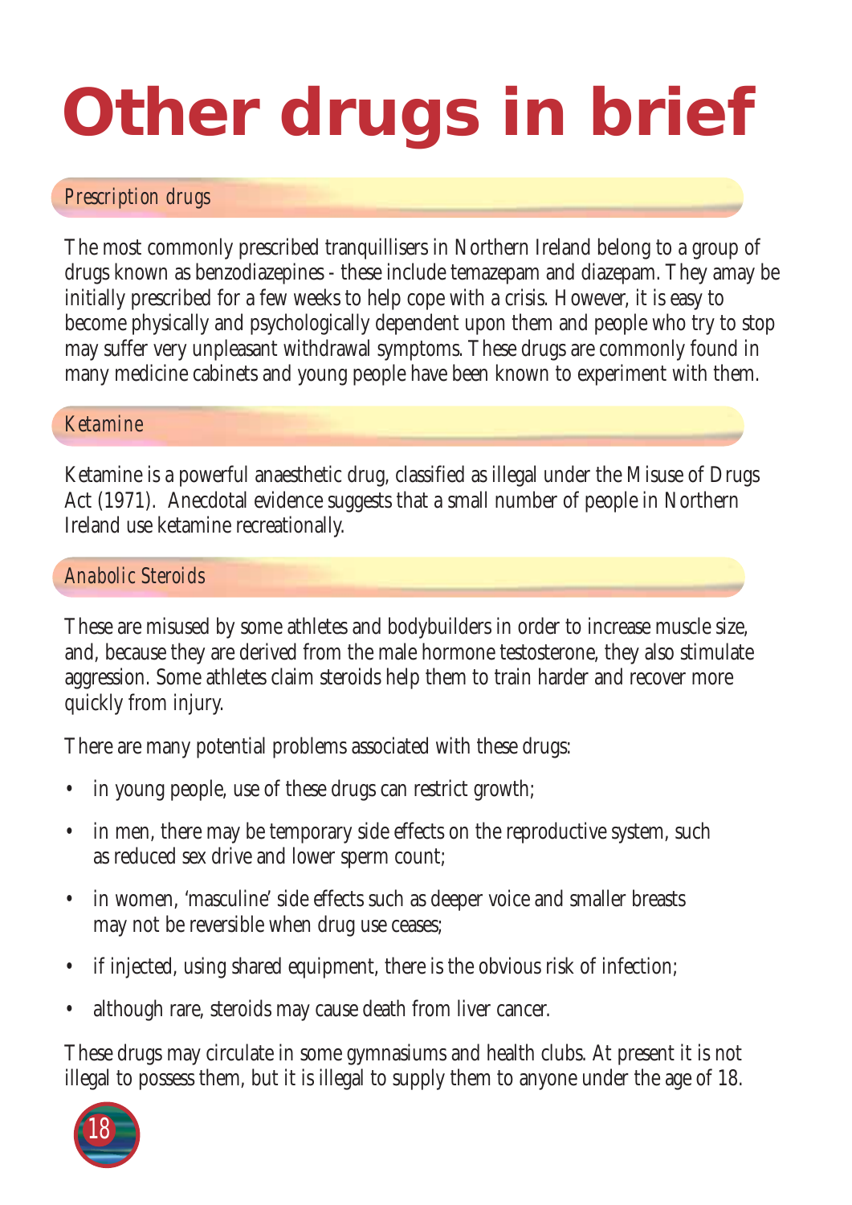# Other drugs in brief

## *Prescription drugs*

The most commonly prescribed tranquillisers in Northern Ireland belong to a group of drugs known as benzodiazepines - these include temazepam and diazepam. They amay be initially prescribed for a few weeks to help cope with a crisis. However, it is easy to become physically and psychologically dependent upon them and people who try to stop may suffer very unpleasant withdrawal symptoms. These drugs are commonly found in many medicine cabinets and young people have been known to experiment with them.

## *Ketamine*

Ketamine is a powerful anaesthetic drug, classified as illegal under the Misuse of Drugs Act (1971). Anecdotal evidence suggests that a small number of people in Northern Ireland use ketamine recreationally.

## *Anabolic Steroids*

These are misused by some athletes and bodybuilders in order to increase muscle size, and, because they are derived from the male hormone testosterone, they also stimulate aggression. Some athletes claim steroids help them to train harder and recover more quickly from injury.

There are many potential problems associated with these drugs:

- in young people, use of these drugs can restrict growth;
- in men, there may be temporary side effects on the reproductive system, such as reduced sex drive and lower sperm count;
- in women, 'masculine' side effects such as deeper voice and smaller breasts may not be reversible when drug use ceases;
- if injected, using shared equipment, there is the obvious risk of infection;
- although rare, steroids may cause death from liver cancer.

These drugs may circulate in some gymnasiums and health clubs. At present it is not illegal to possess them, but it is illegal to supply them to anyone under the age of 18.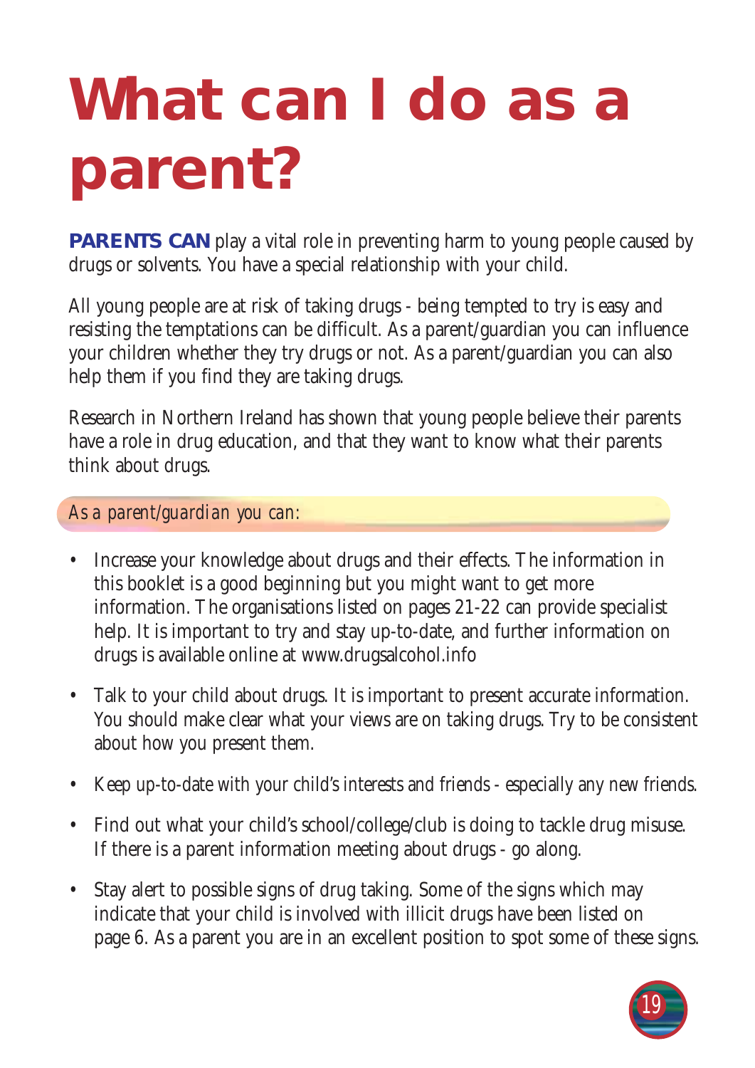# What can I do as a parent?

**PARENTS CAN** play a vital role in preventing harm to young people caused by drugs or solvents. You have a special relationship with your child.

All young people are at risk of taking drugs - being tempted to try is easy and resisting the temptations can be difficult. As a parent/guardian you can influence your children whether they try drugs or not. As a parent/guardian you can also help them if you find they are taking drugs.

Research in Northern Ireland has shown that young people believe their parents have a role in drug education, and that they want to know what their parents think about drugs.

*As a parent/guardian you can:*

- Increase your knowledge about drugs and their effects. The information in this booklet is a good beginning but you might want to get more information. The organisations listed on pages 21-22 can provide specialist help. It is important to try and stay up-to-date, and further information on drugs is available online at www.drugsalcohol.info
- Talk to your child about drugs. It is important to present accurate information. You should make clear what your views are on taking drugs. Try to be consistent about how you present them.
- Keep up-to-date with your child's interests and friends - especially any new friends.
- Find out what your child's school/college/club is doing to tackle drug misuse. If there is a parent information meeting about drugs - go along.
- Stay alert to possible signs of drug taking. Some of the signs which may indicate that your child is involved with illicit drugs have been listed on page 6. As a parent you are in an excellent position to spot some of these signs.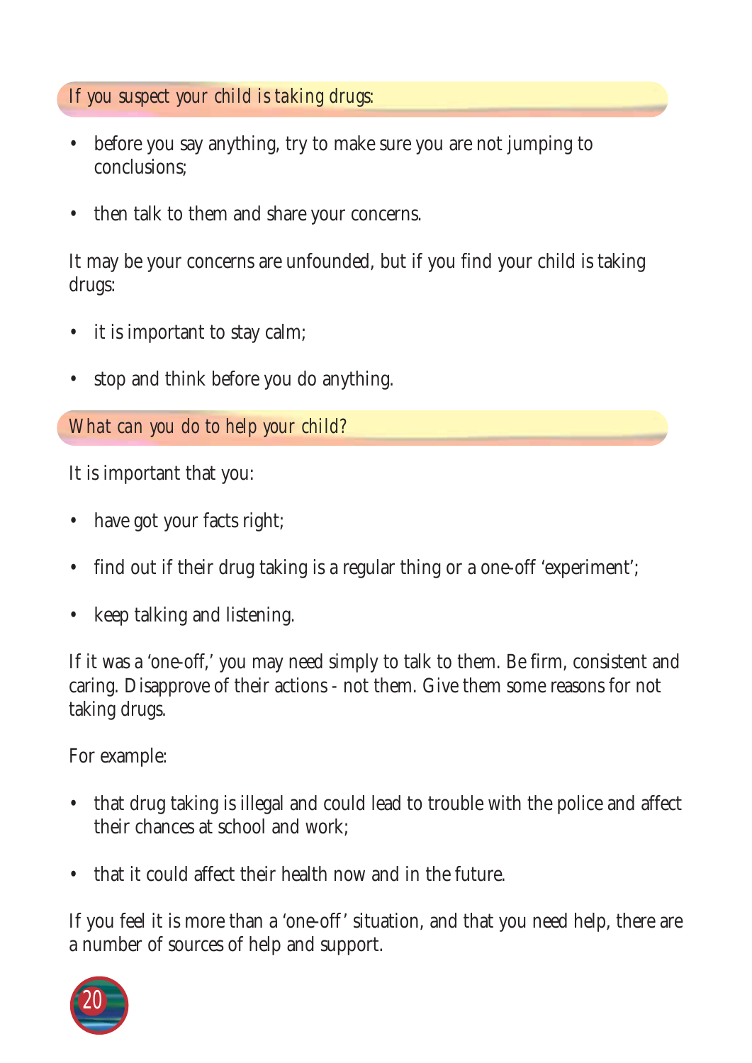## *If you suspect your child is taking drugs:*

- before you say anything, try to make sure you are not jumping to conclusions;
- then talk to them and share your concerns.

It may be your concerns are unfounded, but if you find your child is taking drugs:

- it is important to stay calm;
- stop and think before you do anything.

## *What can you do to help your child?*

It is important that you:

- have got your facts right;
- find out if their drug taking is a regular thing or a one-off 'experiment';
- keep talking and listening.

If it was a 'one-off,' you may need simply to talk to them. Be firm, consistent and caring. Disapprove of their actions - not them. Give them some reasons for not taking drugs.

For example:

- that drug taking is illegal and could lead to trouble with the police and affect their chances at school and work;
- that it could affect their health now and in the future.

If you feel it is more than a 'one-off' situation, and that you need help, there are a number of sources of help and support.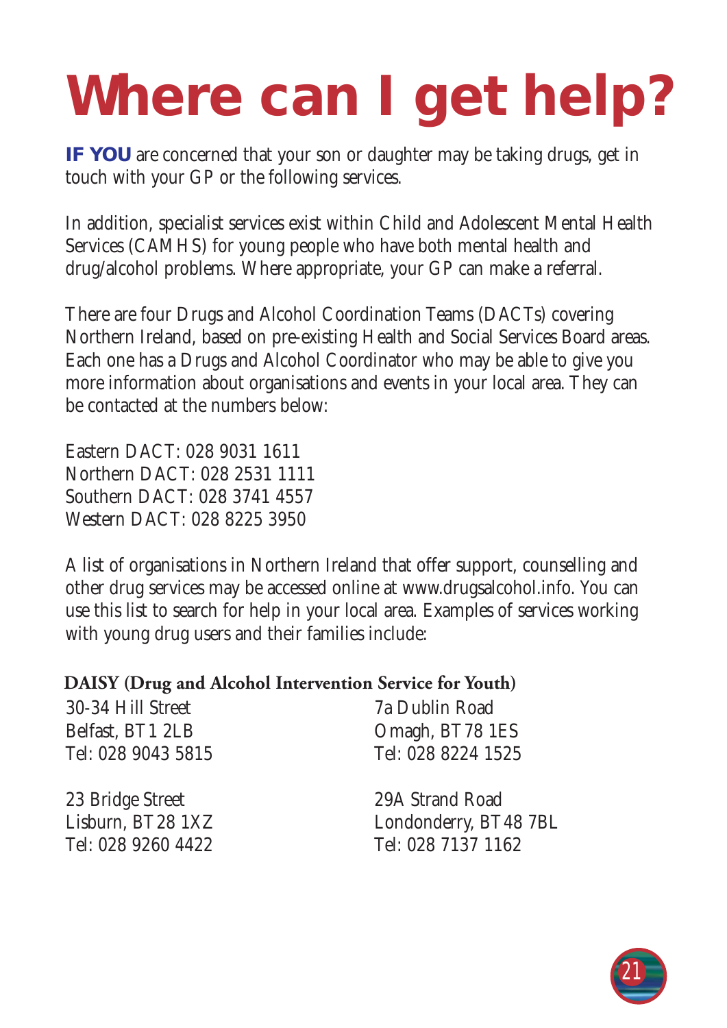# Where can I get help?

**IF YOU** are concerned that your son or daughter may be taking drugs, get in touch with your GP or the following services.

In addition, specialist services exist within Child and Adolescent Mental Health Services (CAMHS) for young people who have both mental health and drug/alcohol problems. Where appropriate, your GP can make a referral.

There are four Drugs and Alcohol Coordination Teams (DACTs) covering Northern Ireland, based on pre-existing Health and Social Services Board areas. Each one has a Drugs and Alcohol Coordinator who may be able to give you more information about organisations and events in your local area. They can be contacted at the numbers below:

Eastern DACT: 028 9031 1611
Northern DACT: 028 2531 1111
Southern DACT: 028 3741 4557
Western DACT: 028 8225 3950

A list of organisations in Northern Ireland that offer support, counselling and other drug services may be accessed online at www.drugsalcohol.info. You can use this list to search for help in your local area. Examples of services working with young drug users and their families include:

**DAISY (Drug and Alcohol Intervention Service for Youth)**

30-34 Hill Street
Belfast, BT1 2LB
Tel: 028 9043 5815

23 Bridge Street
Lisburn, BT28 1XZ
Tel: 028 9260 4422

7a Dublin Road
Omagh, BT78 1ES
Tel: 028 8224 1525

29A Strand Road
Londonderry, BT48 7BL
Tel: 028 7137 1162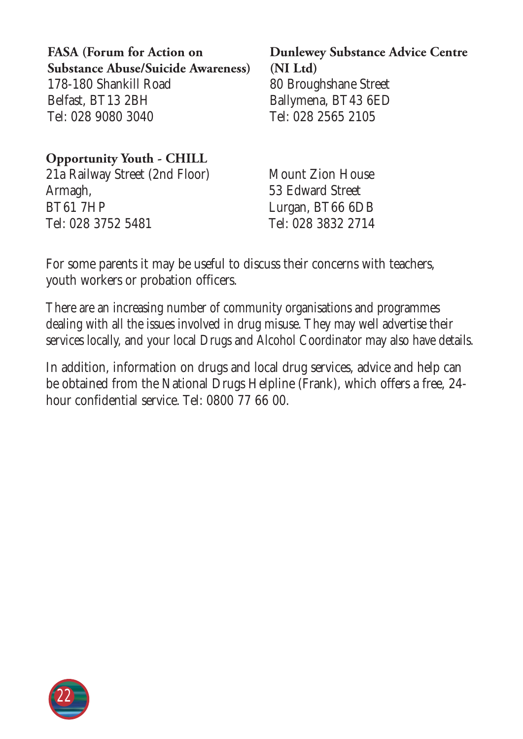**FASA (Forum for Action on Substance Abuse/Suicide Awareness)**
178-180 Shankill Road
Belfast, BT13 2BH
Tel: 028 9080 3040

**Dunlewey Substance Advice Centre (NI Ltd)**
80 Broughshane Street
Ballymena, BT43 6ED
Tel: 028 2565 2105

**Opportunity Youth - CHILL**
21a Railway Street (2nd Floor)
Armagh,
BT61 7HP
Tel: 028 3752 5481

Mount Zion House
53 Edward Street
Lurgan, BT66 6DB
Tel: 028 3832 2714

For some parents it may be useful to discuss their concerns with teachers, youth workers or probation officers.

There are an increasing number of community organisations and programmes dealing with all the issues involved in drug misuse. They may well advertise their services locally, and your local Drugs and Alcohol Coordinator may also have details.

In addition, information on drugs and local drug services, advice and help can be obtained from the National Drugs Helpline (Frank), which offers a free, 24-hour confidential service. Tel: 0800 77 66 00.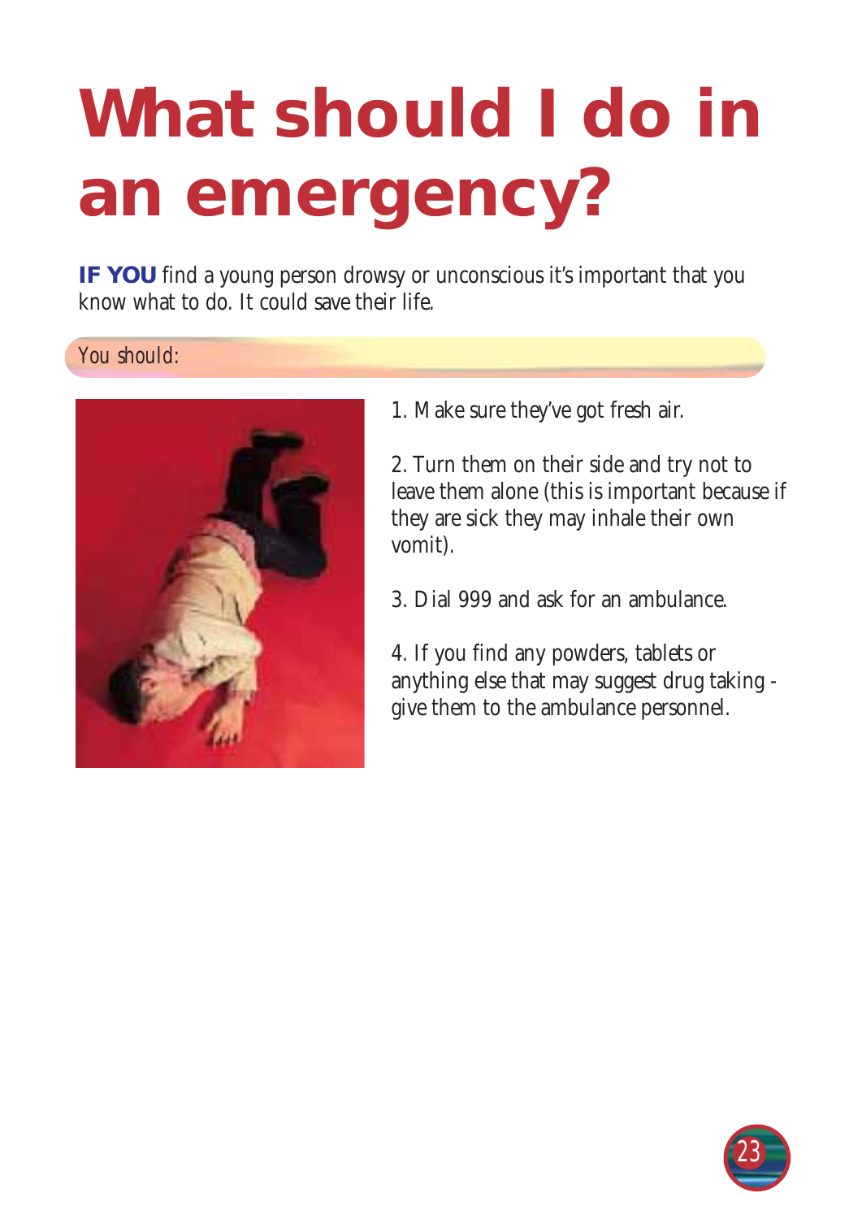# What should I do in an emergency?

**IF YOU** find a young person drowsy or unconscious it's important that you know what to do. It could save their life.

*You should:*

1. Make sure they've got fresh air.

2. Turn them on their side and try not to leave them alone (this is important because if they are sick they may inhale their own vomit).

3. Dial 999 and ask for an ambulance.

4. If you find any powders, tablets or anything else that may suggest drug taking - give them to the ambulance personnel.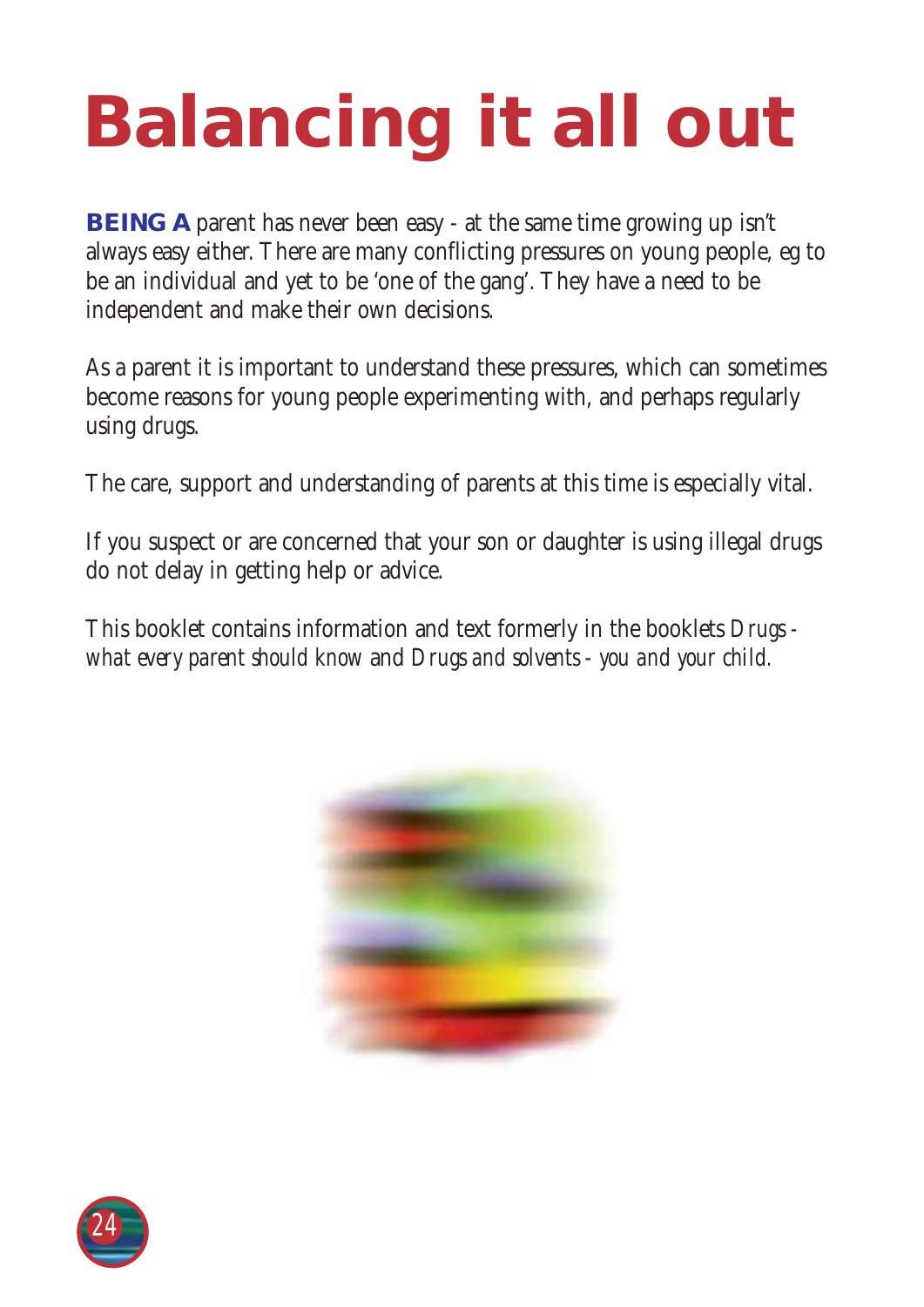# Balancing it all out

**BEING A** parent has never been easy - at the same time growing up isn't always easy either. There are many conflicting pressures on young people, eg to be an individual and yet to be 'one of the gang'. They have a need to be independent and make their own decisions.

As a parent it is important to understand these pressures, which can sometimes become reasons for young people experimenting with, and perhaps regularly using drugs.

The care, support and understanding of parents at this time is especially vital.

If you suspect or are concerned that your son or daughter is using illegal drugs do not delay in getting help or advice.

This booklet contains information and text formerly in the booklets *Drugs - what every parent should know* and *Drugs and solvents - you and your child.*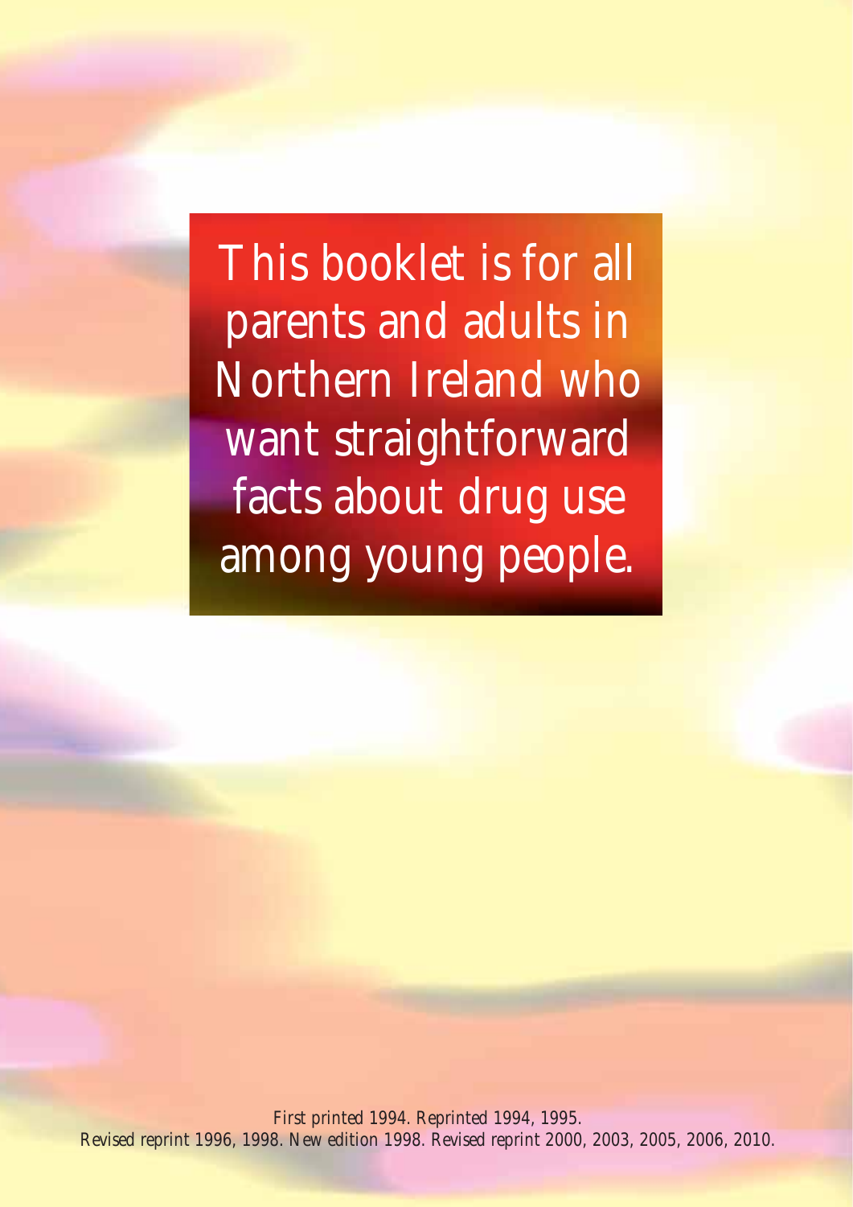This booklet is for all parents and adults in Northern Ireland who want straightforward facts about drug use among young people.

*First printed 1994. Reprinted 1994, 1995.*
*Revised reprint 1996, 1998. New edition 1998. Revised reprint 2000, 2003, 2005, 2006, 2010.*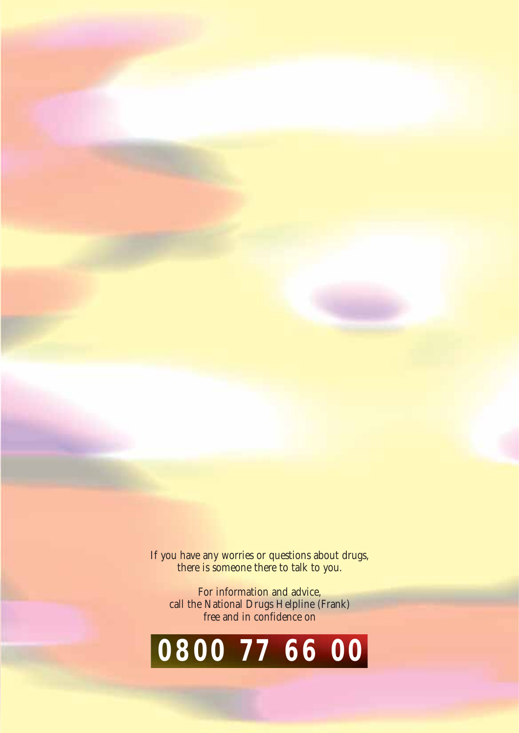If you have any worries or questions about drugs,
there is someone there to talk to you.

For information and advice,
call the National Drugs Helpline (Frank)
free and in confidence on

**0800 77 66 00**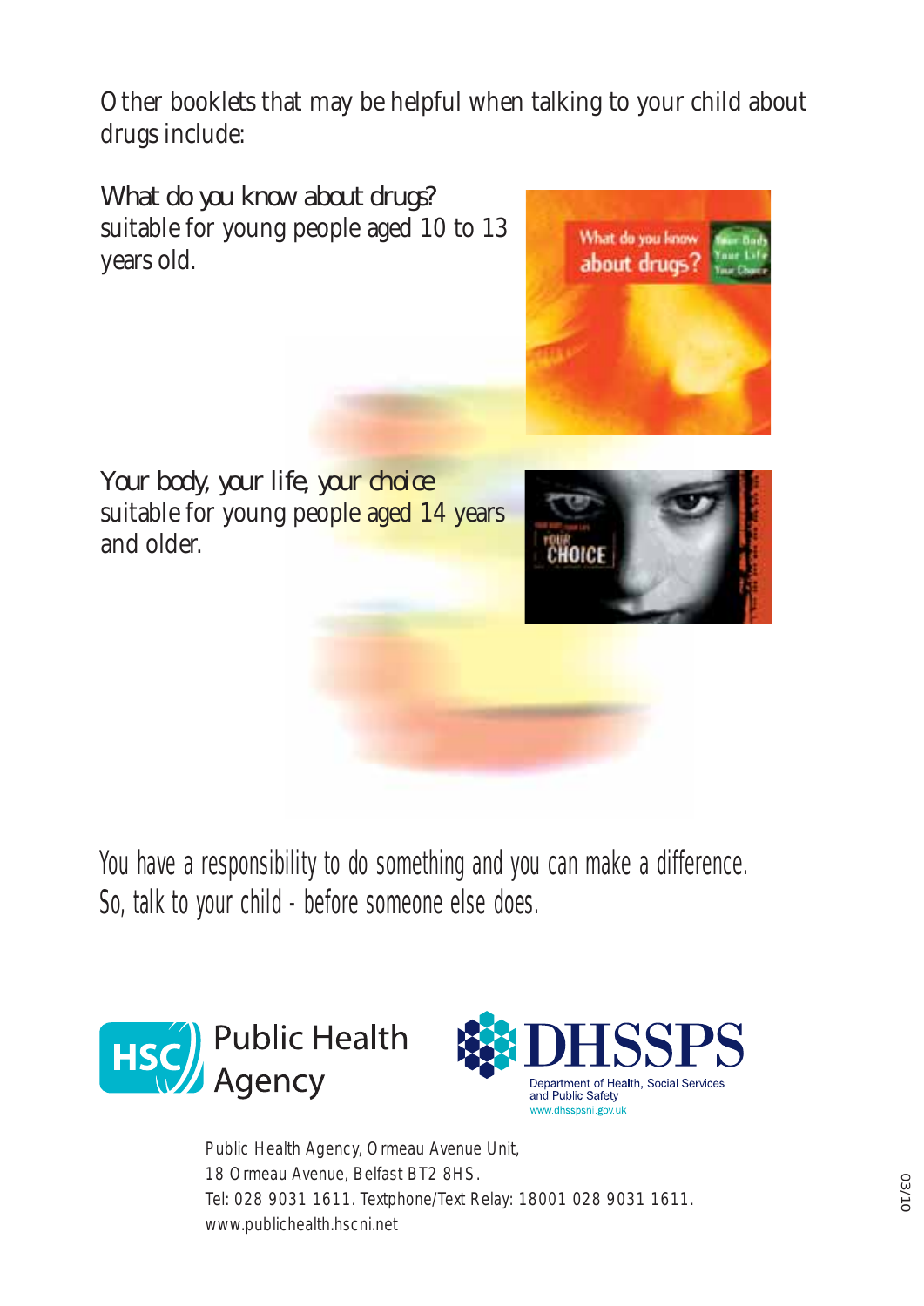Other booklets that may be helpful when talking to your child about drugs include:

*What do you know about drugs?*
suitable for young people aged 10 to 13 years old.

*Your body, your life, your choice*
suitable for young people aged 14 years and older.

You have a responsibility to do something and you can make a difference.
So, talk to your child - before someone else does.

Public Health Agency

DHSSPS
Department of Health, Social Services and Public Safety
www.dhsspsni.gov.uk

Public Health Agency, Ormeau Avenue Unit,
18 Ormeau Avenue, Belfast BT2 8HS.
Tel: 028 9031 1611. Textphone/Text Relay: 18001 028 9031 1611.
www.publichealth.hscni.net

03/10